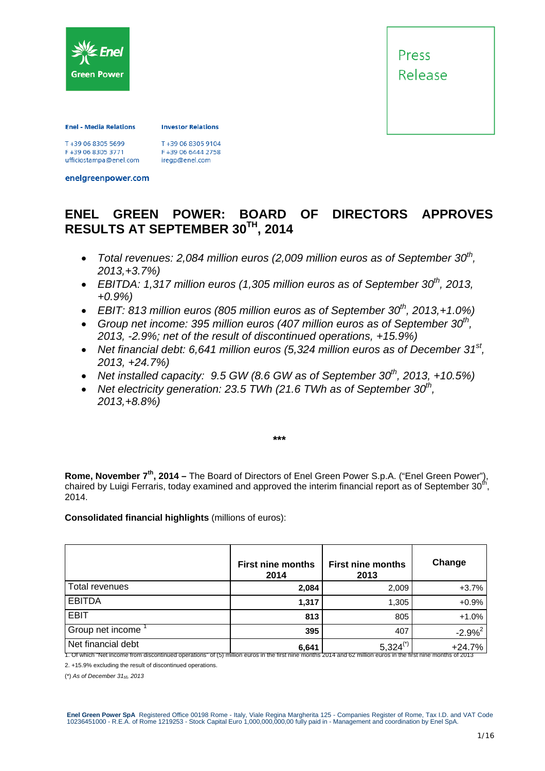Enel Green Power

Press Release

**Enel - Media Relations**

T +39 06 8305 5699
F +39 06 8305 3771
ufficiostampa@enel.com

**Investor Relations**

T +39 06 8305 9104
F +39 06 6444 2758
iregp@enel.com

**enelgreenpower.com**

# ENEL GREEN POWER: BOARD OF DIRECTORS APPROVES RESULTS AT SEPTEMBER 30TH, 2014

- *Total revenues: 2,084 million euros (2,009 million euros as of September 30th, 2013,+3.7%)*
- *EBITDA: 1,317 million euros (1,305 million euros as of September 30th, 2013, +0.9%)*
- *EBIT: 813 million euros (805 million euros as of September 30th, 2013,+1.0%)*
- *Group net income: 395 million euros (407 million euros as of September 30th, 2013, -2.9%; net of the result of discontinued operations, +15.9%)*
- *Net financial debt: 6,641 million euros (5,324 million euros as of December 31st, 2013, +24.7%)*
- *Net installed capacity: 9.5 GW (8.6 GW as of September 30th, 2013, +10.5%)*
- *Net electricity generation: 23.5 TWh (21.6 TWh as of September 30th, 2013,+8.8%)*

***

**Rome, November 7th, 2014 –** The Board of Directors of Enel Green Power S.p.A. ("Enel Green Power"), chaired by Luigi Ferraris, today examined and approved the interim financial report as of September 30th, 2014.

**Consolidated financial highlights** (millions of euros):

| | First nine months 2014 | First nine months 2013 | Change |
|---|---|---|---|
| Total revenues | **2,084** | 2,009 | +3.7% |
| EBITDA | **1,317** | 1,305 | +0.9% |
| EBIT | **813** | 805 | +1.0% |
| Group net income [1] | **395** | 407 | -2.9% [2] |
| Net financial debt | **6,641** | 5,324 (*) | +24.7% |

1. Of which "Net income from discontinued operations" of (5) million euros in the first nine months 2014 and 62 million euros in the first nine months of 2013

2. +15.9% excluding the result of discontinued operations.

(*) *As of December 31st, 2013*

**Enel Green Power SpA** Registered Office 00198 Rome - Italy, Viale Regina Margherita 125 - Companies Register of Rome, Tax I.D. and VAT Code 10236451000 - R.E.A. of Rome 1219253 - Stock Capital Euro 1,000,000,000,00 fully paid in - Management and coordination by Enel SpA.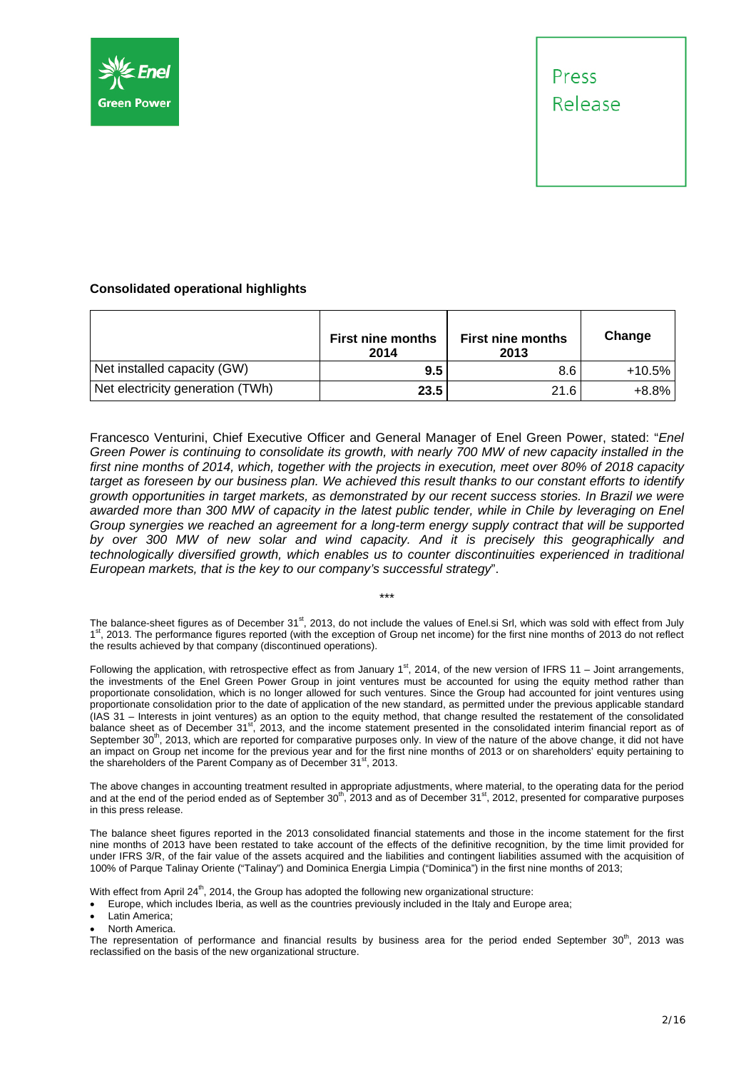**Consolidated operational highlights**

| | First nine months 2014 | First nine months 2013 | Change |
|---|---|---|---|
| Net installed capacity (GW) | **9.5** | 8.6 | +10.5% |
| Net electricity generation (TWh) | **23.5** | 21.6 | +8.8% |

Francesco Venturini, Chief Executive Officer and General Manager of Enel Green Power, stated: "*Enel Green Power is continuing to consolidate its growth, with nearly 700 MW of new capacity installed in the first nine months of 2014, which, together with the projects in execution, meet over 80% of 2018 capacity target as foreseen by our business plan. We achieved this result thanks to our constant efforts to identify growth opportunities in target markets, as demonstrated by our recent success stories. In Brazil we were awarded more than 300 MW of capacity in the latest public tender, while in Chile by leveraging on Enel Group synergies we reached an agreement for a long-term energy supply contract that will be supported by over 300 MW of new solar and wind capacity. And it is precisely this geographically and technologically diversified growth, which enables us to counter discontinuities experienced in traditional European markets, that is the key to our company's successful strategy*".

\*\*\*

The balance-sheet figures as of December 31st, 2013, do not include the values of Enel.si Srl, which was sold with effect from July 1st, 2013. The performance figures reported (with the exception of Group net income) for the first nine months of 2013 do not reflect the results achieved by that company (discontinued operations).

Following the application, with retrospective effect as from January 1st, 2014, of the new version of IFRS 11 – Joint arrangements, the investments of the Enel Green Power Group in joint ventures must be accounted for using the equity method rather than proportionate consolidation, which is no longer allowed for such ventures. Since the Group had accounted for joint ventures using proportionate consolidation prior to the date of application of the new standard, as permitted under the previous applicable standard (IAS 31 – Interests in joint ventures) as an option to the equity method, that change resulted the restatement of the consolidated balance sheet as of December 31st, 2013, and the income statement presented in the consolidated interim financial report as of September 30th, 2013, which are reported for comparative purposes only. In view of the nature of the above change, it did not have an impact on Group net income for the previous year and for the first nine months of 2013 or on shareholders' equity pertaining to the shareholders of the Parent Company as of December 31st, 2013.

The above changes in accounting treatment resulted in appropriate adjustments, where material, to the operating data for the period and at the end of the period ended as of September 30th, 2013 and as of December 31st, 2012, presented for comparative purposes in this press release.

The balance sheet figures reported in the 2013 consolidated financial statements and those in the income statement for the first nine months of 2013 have been restated to take account of the effects of the definitive recognition, by the time limit provided for under IFRS 3/R, of the fair value of the assets acquired and the liabilities and contingent liabilities assumed with the acquisition of 100% of Parque Talinay Oriente ("Talinay") and Dominica Energia Limpia ("Dominica") in the first nine months of 2013;

With effect from April 24th, 2014, the Group has adopted the following new organizational structure:

- Europe, which includes Iberia, as well as the countries previously included in the Italy and Europe area;
- Latin America;
- North America.

The representation of performance and financial results by business area for the period ended September 30th, 2013 was reclassified on the basis of the new organizational structure.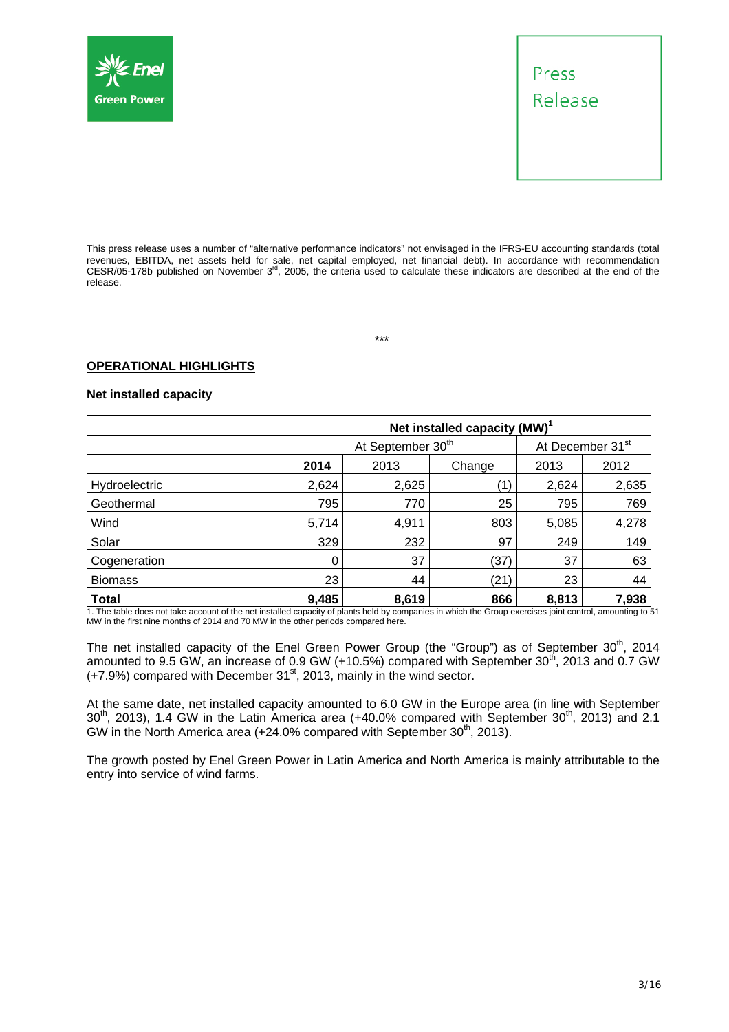This press release uses a number of “alternative performance indicators” not envisaged in the IFRS-EU accounting standards (total revenues, EBITDA, net assets held for sale, net capital employed, net financial debt). In accordance with recommendation CESR/05-178b published on November 3rd, 2005, the criteria used to calculate these indicators are described at the end of the release.

***

## OPERATIONAL HIGHLIGHTS

### Net installed capacity

| | Net installed capacity (MW)[1] | | | | |
|---|---|---|---|---|---|
| | At September 30th | | | At December 31st | |
| | **2014** | 2013 | Change | 2013 | 2012 |
| Hydroelectric | 2,624 | 2,625 | (1) | 2,624 | 2,635 |
| Geothermal | 795 | 770 | 25 | 795 | 769 |
| Wind | 5,714 | 4,911 | 803 | 5,085 | 4,278 |
| Solar | 329 | 232 | 97 | 249 | 149 |
| Cogeneration | 0 | 37 | (37) | 37 | 63 |
| Biomass | 23 | 44 | (21) | 23 | 44 |
| **Total** | **9,485** | **8,619** | **866** | **8,813** | **7,938** |

1. The table does not take account of the net installed capacity of plants held by companies in which the Group exercises joint control, amounting to 51 MW in the first nine months of 2014 and 70 MW in the other periods compared here.

The net installed capacity of the Enel Green Power Group (the “Group”) as of September 30th, 2014 amounted to 9.5 GW, an increase of 0.9 GW (+10.5%) compared with September 30th, 2013 and 0.7 GW (+7.9%) compared with December 31st, 2013, mainly in the wind sector.

At the same date, net installed capacity amounted to 6.0 GW in the Europe area (in line with September 30th, 2013), 1.4 GW in the Latin America area (+40.0% compared with September 30th, 2013) and 2.1 GW in the North America area (+24.0% compared with September 30th, 2013).

The growth posted by Enel Green Power in Latin America and North America is mainly attributable to the entry into service of wind farms.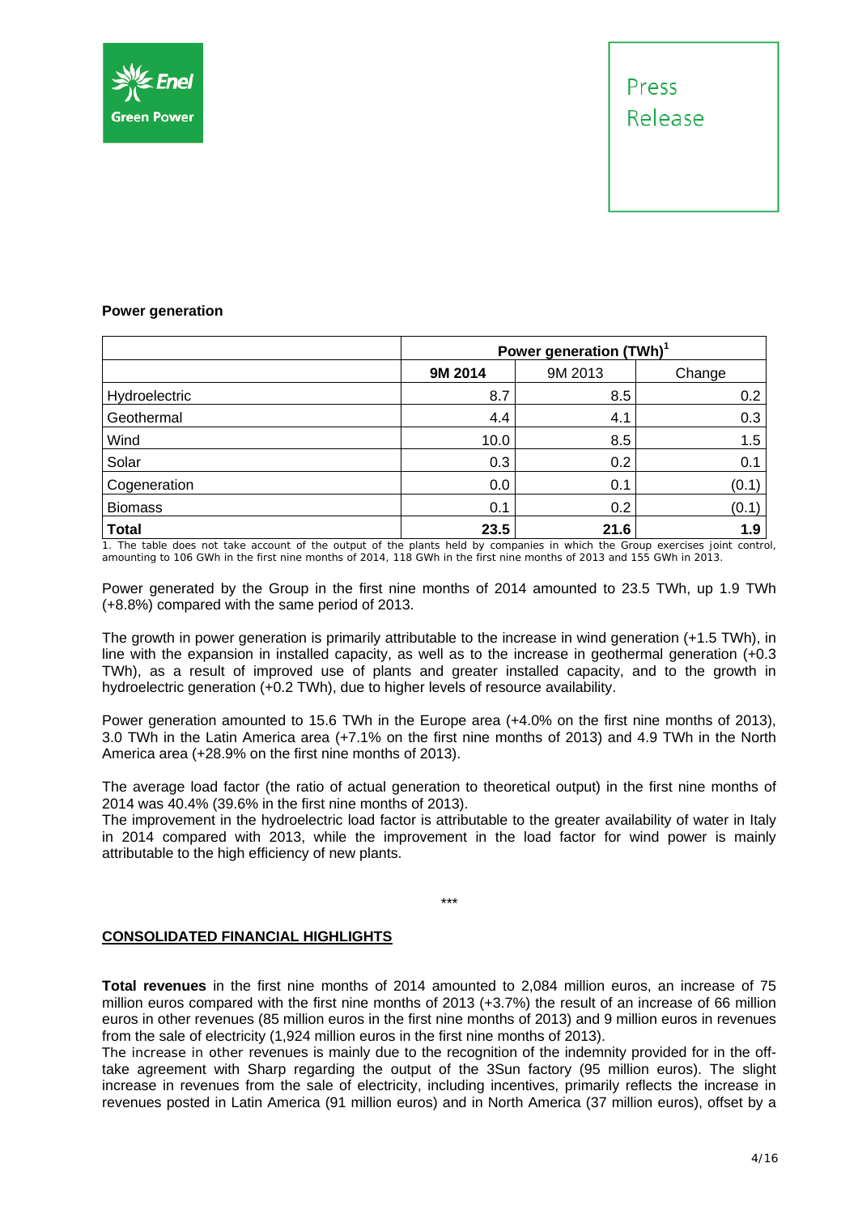**Power generation**

| | Power generation (TWh)[1] | | |
|---|---|---|---|
| | **9M 2014** | 9M 2013 | Change |
| Hydroelectric | 8.7 | 8.5 | 0.2 |
| Geothermal | 4.4 | 4.1 | 0.3 |
| Wind | 10.0 | 8.5 | 1.5 |
| Solar | 0.3 | 0.2 | 0.1 |
| Cogeneration | 0.0 | 0.1 | (0.1) |
| Biomass | 0.1 | 0.2 | (0.1) |
| **Total** | **23.5** | **21.6** | **1.9** |

1. The table does not take account of the output of the plants held by companies in which the Group exercises joint control, amounting to 106 GWh in the first nine months of 2014, 118 GWh in the first nine months of 2013 and 155 GWh in 2013.

Power generated by the Group in the first nine months of 2014 amounted to 23.5 TWh, up 1.9 TWh (+8.8%) compared with the same period of 2013.

The growth in power generation is primarily attributable to the increase in wind generation (+1.5 TWh), in line with the expansion in installed capacity, as well as to the increase in geothermal generation (+0.3 TWh), as a result of improved use of plants and greater installed capacity, and to the growth in hydroelectric generation (+0.2 TWh), due to higher levels of resource availability.

Power generation amounted to 15.6 TWh in the Europe area (+4.0% on the first nine months of 2013), 3.0 TWh in the Latin America area (+7.1% on the first nine months of 2013) and 4.9 TWh in the North America area (+28.9% on the first nine months of 2013).

The average load factor (the ratio of actual generation to theoretical output) in the first nine months of 2014 was 40.4% (39.6% in the first nine months of 2013).
The improvement in the hydroelectric load factor is attributable to the greater availability of water in Italy in 2014 compared with 2013, while the improvement in the load factor for wind power is mainly attributable to the high efficiency of new plants.

***

## CONSOLIDATED FINANCIAL HIGHLIGHTS

**Total revenues** in the first nine months of 2014 amounted to 2,084 million euros, an increase of 75 million euros compared with the first nine months of 2013 (+3.7%) the result of an increase of 66 million euros in other revenues (85 million euros in the first nine months of 2013) and 9 million euros in revenues from the sale of electricity (1,924 million euros in the first nine months of 2013).
The increase in other revenues is mainly due to the recognition of the indemnity provided for in the off-take agreement with Sharp regarding the output of the 3Sun factory (95 million euros). The slight increase in revenues from the sale of electricity, including incentives, primarily reflects the increase in revenues posted in Latin America (91 million euros) and in North America (37 million euros), offset by a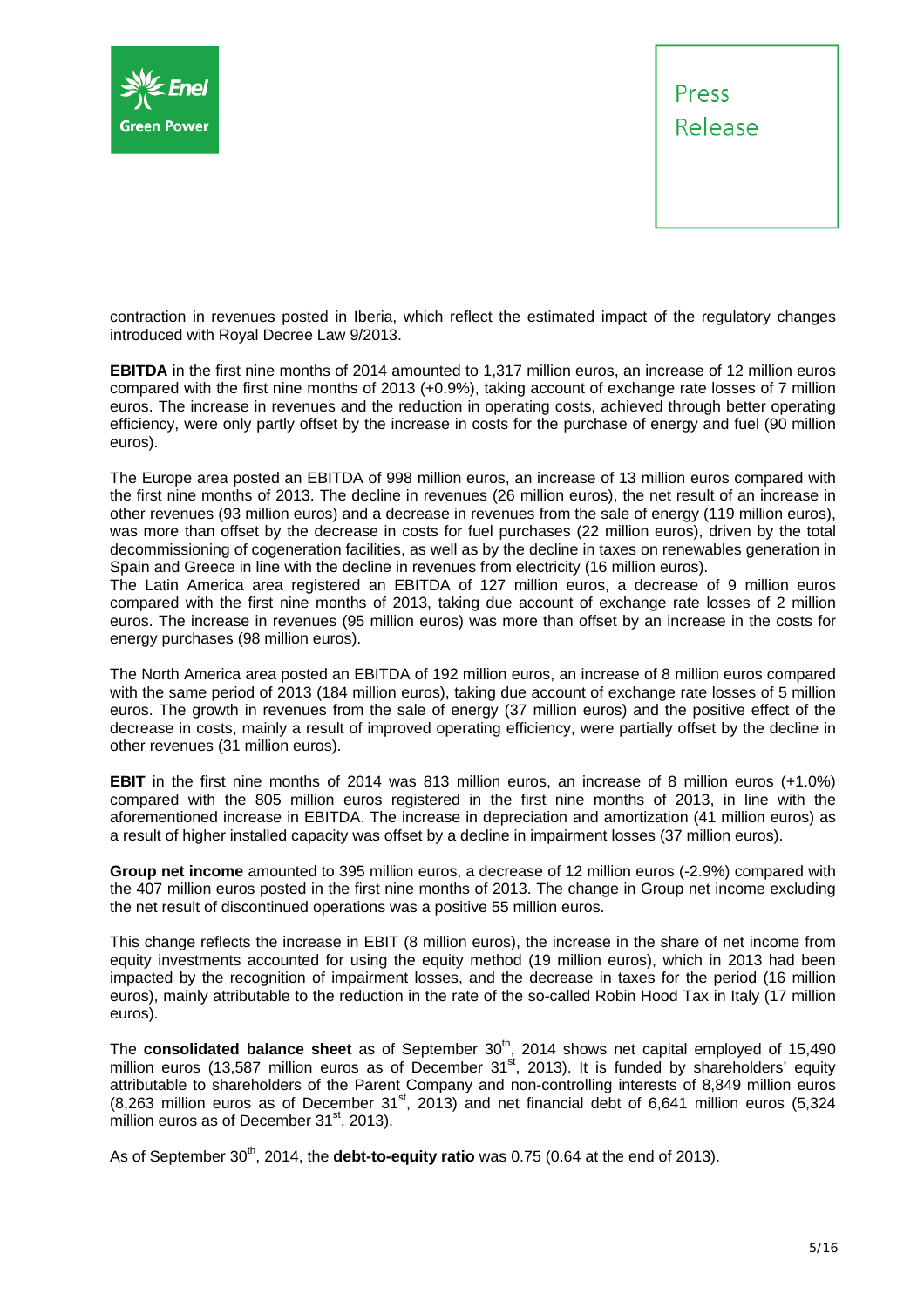contraction in revenues posted in Iberia, which reflect the estimated impact of the regulatory changes introduced with Royal Decree Law 9/2013.

**EBITDA** in the first nine months of 2014 amounted to 1,317 million euros, an increase of 12 million euros compared with the first nine months of 2013 (+0.9%), taking account of exchange rate losses of 7 million euros. The increase in revenues and the reduction in operating costs, achieved through better operating efficiency, were only partly offset by the increase in costs for the purchase of energy and fuel (90 million euros).

The Europe area posted an EBITDA of 998 million euros, an increase of 13 million euros compared with the first nine months of 2013. The decline in revenues (26 million euros), the net result of an increase in other revenues (93 million euros) and a decrease in revenues from the sale of energy (119 million euros), was more than offset by the decrease in costs for fuel purchases (22 million euros), driven by the total decommissioning of cogeneration facilities, as well as by the decline in taxes on renewables generation in Spain and Greece in line with the decline in revenues from electricity (16 million euros).

The Latin America area registered an EBITDA of 127 million euros, a decrease of 9 million euros compared with the first nine months of 2013, taking due account of exchange rate losses of 2 million euros. The increase in revenues (95 million euros) was more than offset by an increase in the costs for energy purchases (98 million euros).

The North America area posted an EBITDA of 192 million euros, an increase of 8 million euros compared with the same period of 2013 (184 million euros), taking due account of exchange rate losses of 5 million euros. The growth in revenues from the sale of energy (37 million euros) and the positive effect of the decrease in costs, mainly a result of improved operating efficiency, were partially offset by the decline in other revenues (31 million euros).

**EBIT** in the first nine months of 2014 was 813 million euros, an increase of 8 million euros (+1.0%) compared with the 805 million euros registered in the first nine months of 2013, in line with the aforementioned increase in EBITDA. The increase in depreciation and amortization (41 million euros) as a result of higher installed capacity was offset by a decline in impairment losses (37 million euros).

**Group net income** amounted to 395 million euros, a decrease of 12 million euros (-2.9%) compared with the 407 million euros posted in the first nine months of 2013. The change in Group net income excluding the net result of discontinued operations was a positive 55 million euros.

This change reflects the increase in EBIT (8 million euros), the increase in the share of net income from equity investments accounted for using the equity method (19 million euros), which in 2013 had been impacted by the recognition of impairment losses, and the decrease in taxes for the period (16 million euros), mainly attributable to the reduction in the rate of the so-called Robin Hood Tax in Italy (17 million euros).

The **consolidated balance sheet** as of September 30th, 2014 shows net capital employed of 15,490 million euros (13,587 million euros as of December 31st, 2013). It is funded by shareholders' equity attributable to shareholders of the Parent Company and non-controlling interests of 8,849 million euros (8,263 million euros as of December 31st, 2013) and net financial debt of 6,641 million euros (5,324 million euros as of December 31st, 2013).

As of September 30th, 2014, the **debt-to-equity ratio** was 0.75 (0.64 at the end of 2013).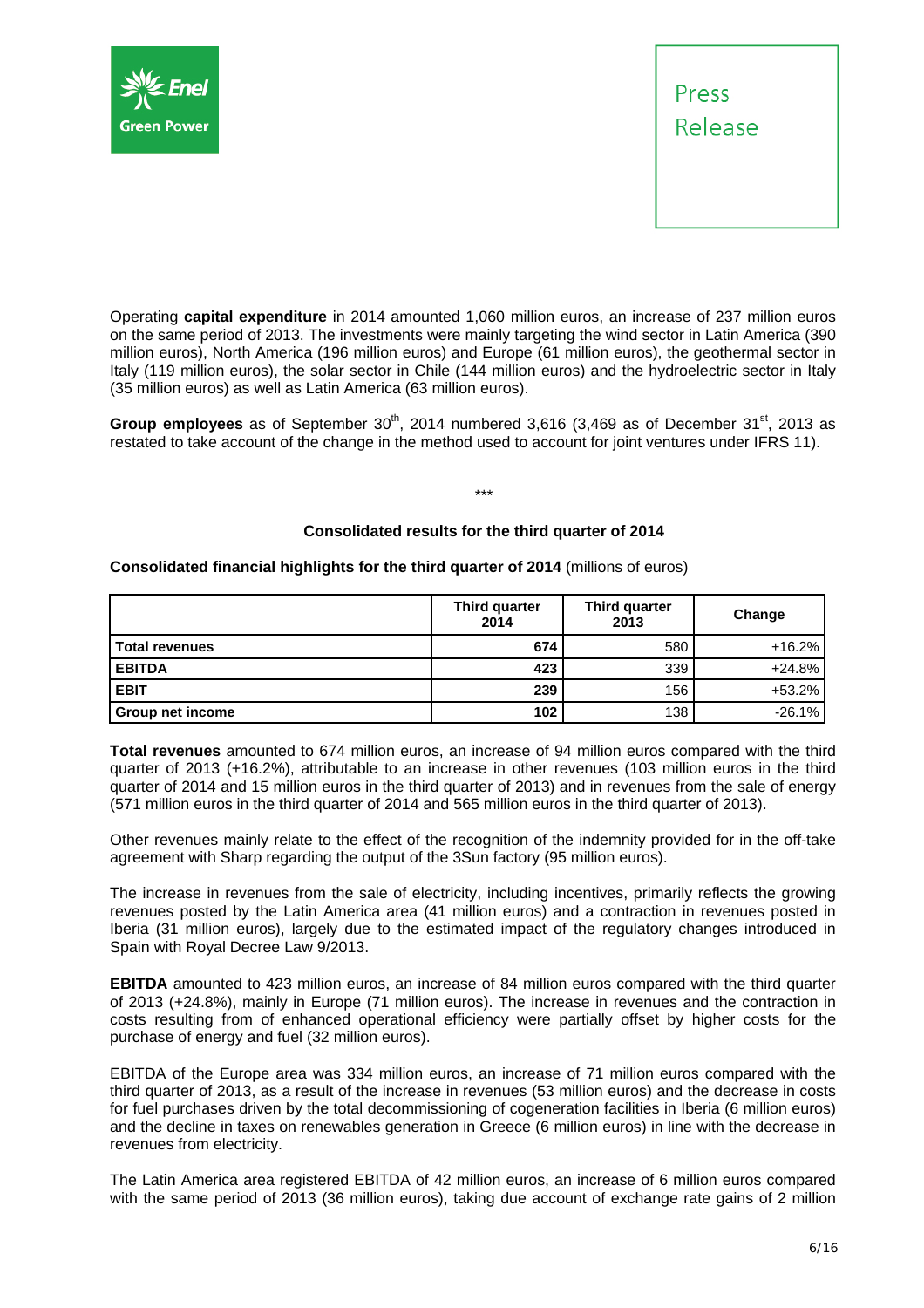Operating **capital expenditure** in 2014 amounted 1,060 million euros, an increase of 237 million euros on the same period of 2013. The investments were mainly targeting the wind sector in Latin America (390 million euros), North America (196 million euros) and Europe (61 million euros), the geothermal sector in Italy (119 million euros), the solar sector in Chile (144 million euros) and the hydroelectric sector in Italy (35 million euros) as well as Latin America (63 million euros).

**Group employees** as of September 30th, 2014 numbered 3,616 (3,469 as of December 31st, 2013 as restated to take account of the change in the method used to account for joint ventures under IFRS 11).

\*\*\*

### Consolidated results for the third quarter of 2014

**Consolidated financial highlights for the third quarter of 2014** (millions of euros)

| | Third quarter 2014 | Third quarter 2013 | Change |
|---|---|---|---|
| **Total revenues** | **674** | 580 | +16.2% |
| **EBITDA** | **423** | 339 | +24.8% |
| **EBIT** | **239** | 156 | +53.2% |
| **Group net income** | **102** | 138 | -26.1% |

**Total revenues** amounted to 674 million euros, an increase of 94 million euros compared with the third quarter of 2013 (+16.2%), attributable to an increase in other revenues (103 million euros in the third quarter of 2014 and 15 million euros in the third quarter of 2013) and in revenues from the sale of energy (571 million euros in the third quarter of 2014 and 565 million euros in the third quarter of 2013).

Other revenues mainly relate to the effect of the recognition of the indemnity provided for in the off-take agreement with Sharp regarding the output of the 3Sun factory (95 million euros).

The increase in revenues from the sale of electricity, including incentives, primarily reflects the growing revenues posted by the Latin America area (41 million euros) and a contraction in revenues posted in Iberia (31 million euros), largely due to the estimated impact of the regulatory changes introduced in Spain with Royal Decree Law 9/2013.

**EBITDA** amounted to 423 million euros, an increase of 84 million euros compared with the third quarter of 2013 (+24.8%), mainly in Europe (71 million euros). The increase in revenues and the contraction in costs resulting from of enhanced operational efficiency were partially offset by higher costs for the purchase of energy and fuel (32 million euros).

EBITDA of the Europe area was 334 million euros, an increase of 71 million euros compared with the third quarter of 2013, as a result of the increase in revenues (53 million euros) and the decrease in costs for fuel purchases driven by the total decommissioning of cogeneration facilities in Iberia (6 million euros) and the decline in taxes on renewables generation in Greece (6 million euros) in line with the decrease in revenues from electricity.

The Latin America area registered EBITDA of 42 million euros, an increase of 6 million euros compared with the same period of 2013 (36 million euros), taking due account of exchange rate gains of 2 million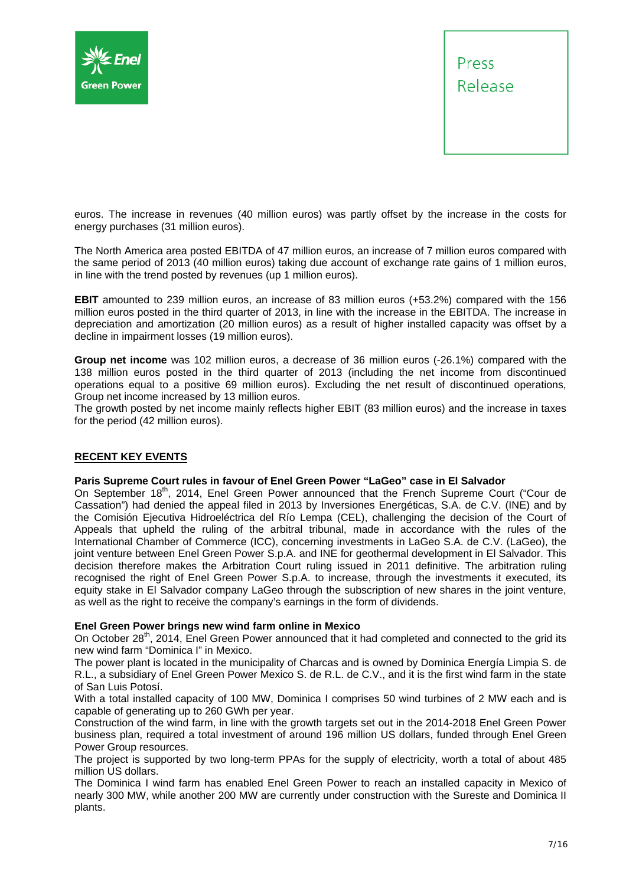euros. The increase in revenues (40 million euros) was partly offset by the increase in the costs for energy purchases (31 million euros).

The North America area posted EBITDA of 47 million euros, an increase of 7 million euros compared with the same period of 2013 (40 million euros) taking due account of exchange rate gains of 1 million euros, in line with the trend posted by revenues (up 1 million euros).

**EBIT** amounted to 239 million euros, an increase of 83 million euros (+53.2%) compared with the 156 million euros posted in the third quarter of 2013, in line with the increase in the EBITDA. The increase in depreciation and amortization (20 million euros) as a result of higher installed capacity was offset by a decline in impairment losses (19 million euros).

**Group net income** was 102 million euros, a decrease of 36 million euros (-26.1%) compared with the 138 million euros posted in the third quarter of 2013 (including the net income from discontinued operations equal to a positive 69 million euros). Excluding the net result of discontinued operations, Group net income increased by 13 million euros.
The growth posted by net income mainly reflects higher EBIT (83 million euros) and the increase in taxes for the period (42 million euros).

## RECENT KEY EVENTS

**Paris Supreme Court rules in favour of Enel Green Power "LaGeo" case in El Salvador**
On September 18th, 2014, Enel Green Power announced that the French Supreme Court ("Cour de Cassation") had denied the appeal filed in 2013 by Inversiones Energéticas, S.A. de C.V. (INE) and by the Comisión Ejecutiva Hidroeléctrica del Río Lempa (CEL), challenging the decision of the Court of Appeals that upheld the ruling of the arbitral tribunal, made in accordance with the rules of the International Chamber of Commerce (ICC), concerning investments in LaGeo S.A. de C.V. (LaGeo), the joint venture between Enel Green Power S.p.A. and INE for geothermal development in El Salvador. This decision therefore makes the Arbitration Court ruling issued in 2011 definitive. The arbitration ruling recognised the right of Enel Green Power S.p.A. to increase, through the investments it executed, its equity stake in El Salvador company LaGeo through the subscription of new shares in the joint venture, as well as the right to receive the company's earnings in the form of dividends.

**Enel Green Power brings new wind farm online in Mexico**
On October 28th, 2014, Enel Green Power announced that it had completed and connected to the grid its new wind farm "Dominica I" in Mexico.
The power plant is located in the municipality of Charcas and is owned by Dominica Energía Limpia S. de R.L., a subsidiary of Enel Green Power Mexico S. de R.L. de C.V., and it is the first wind farm in the state of San Luis Potosí.
With a total installed capacity of 100 MW, Dominica I comprises 50 wind turbines of 2 MW each and is capable of generating up to 260 GWh per year.
Construction of the wind farm, in line with the growth targets set out in the 2014-2018 Enel Green Power business plan, required a total investment of around 196 million US dollars, funded through Enel Green Power Group resources.
The project is supported by two long-term PPAs for the supply of electricity, worth a total of about 485 million US dollars.
The Dominica I wind farm has enabled Enel Green Power to reach an installed capacity in Mexico of nearly 300 MW, while another 200 MW are currently under construction with the Sureste and Dominica II plants.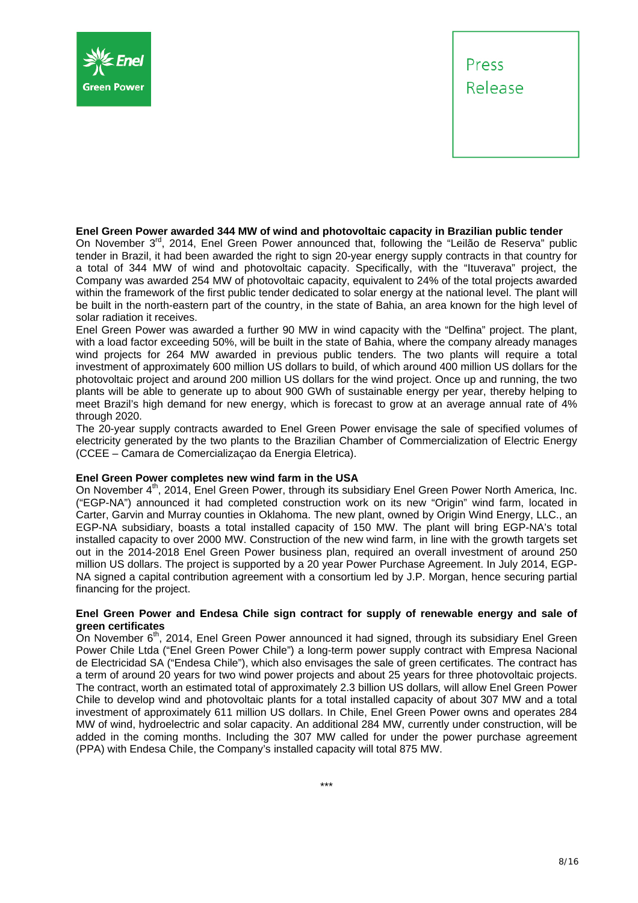### Enel Green Power awarded 344 MW of wind and photovoltaic capacity in Brazilian public tender

On November 3rd, 2014, Enel Green Power announced that, following the "Leilão de Reserva" public tender in Brazil, it had been awarded the right to sign 20-year energy supply contracts in that country for a total of 344 MW of wind and photovoltaic capacity. Specifically, with the "Ituverava" project, the Company was awarded 254 MW of photovoltaic capacity, equivalent to 24% of the total projects awarded within the framework of the first public tender dedicated to solar energy at the national level. The plant will be built in the north-eastern part of the country, in the state of Bahia, an area known for the high level of solar radiation it receives.

Enel Green Power was awarded a further 90 MW in wind capacity with the "Delfina" project. The plant, with a load factor exceeding 50%, will be built in the state of Bahia, where the company already manages wind projects for 264 MW awarded in previous public tenders. The two plants will require a total investment of approximately 600 million US dollars to build, of which around 400 million US dollars for the photovoltaic project and around 200 million US dollars for the wind project. Once up and running, the two plants will be able to generate up to about 900 GWh of sustainable energy per year, thereby helping to meet Brazil's high demand for new energy, which is forecast to grow at an average annual rate of 4% through 2020.

The 20-year supply contracts awarded to Enel Green Power envisage the sale of specified volumes of electricity generated by the two plants to the Brazilian Chamber of Commercialization of Electric Energy (CCEE – Camara de Comercializaçao da Energia Eletrica).

### Enel Green Power completes new wind farm in the USA

On November 4th, 2014, Enel Green Power, through its subsidiary Enel Green Power North America, Inc. ("EGP-NA") announced it had completed construction work on its new "Origin" wind farm, located in Carter, Garvin and Murray counties in Oklahoma. The new plant, owned by Origin Wind Energy, LLC., an EGP-NA subsidiary, boasts a total installed capacity of 150 MW. The plant will bring EGP-NA's total installed capacity to over 2000 MW. Construction of the new wind farm, in line with the growth targets set out in the 2014-2018 Enel Green Power business plan, required an overall investment of around 250 million US dollars. The project is supported by a 20 year Power Purchase Agreement. In July 2014, EGP-NA signed a capital contribution agreement with a consortium led by J.P. Morgan, hence securing partial financing for the project.

### Enel Green Power and Endesa Chile sign contract for supply of renewable energy and sale of green certificates

On November 6th, 2014, Enel Green Power announced it had signed, through its subsidiary Enel Green Power Chile Ltda ("Enel Green Power Chile") a long-term power supply contract with Empresa Nacional de Electricidad SA ("Endesa Chile"), which also envisages the sale of green certificates. The contract has a term of around 20 years for two wind power projects and about 25 years for three photovoltaic projects. The contract, worth an estimated total of approximately 2.3 billion US dollars, will allow Enel Green Power Chile to develop wind and photovoltaic plants for a total installed capacity of about 307 MW and a total investment of approximately 611 million US dollars. In Chile, Enel Green Power owns and operates 284 MW of wind, hydroelectric and solar capacity. An additional 284 MW, currently under construction, will be added in the coming months. Including the 307 MW called for under the power purchase agreement (PPA) with Endesa Chile, the Company's installed capacity will total 875 MW.

\*\*\*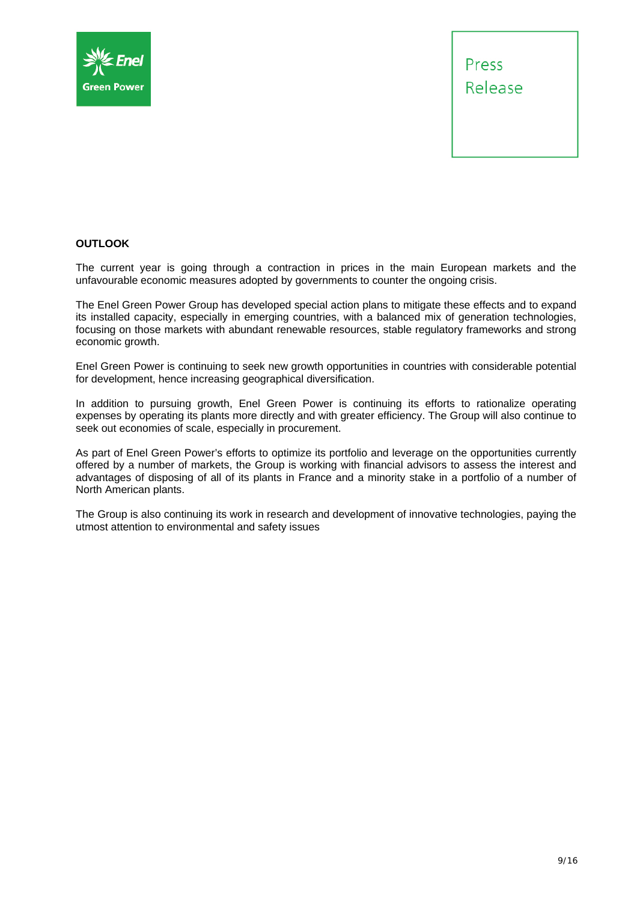**OUTLOOK**

The current year is going through a contraction in prices in the main European markets and the unfavourable economic measures adopted by governments to counter the ongoing crisis.

The Enel Green Power Group has developed special action plans to mitigate these effects and to expand its installed capacity, especially in emerging countries, with a balanced mix of generation technologies, focusing on those markets with abundant renewable resources, stable regulatory frameworks and strong economic growth.

Enel Green Power is continuing to seek new growth opportunities in countries with considerable potential for development, hence increasing geographical diversification.

In addition to pursuing growth, Enel Green Power is continuing its efforts to rationalize operating expenses by operating its plants more directly and with greater efficiency. The Group will also continue to seek out economies of scale, especially in procurement.

As part of Enel Green Power's efforts to optimize its portfolio and leverage on the opportunities currently offered by a number of markets, the Group is working with financial advisors to assess the interest and advantages of disposing of all of its plants in France and a minority stake in a portfolio of a number of North American plants.

The Group is also continuing its work in research and development of innovative technologies, paying the utmost attention to environmental and safety issues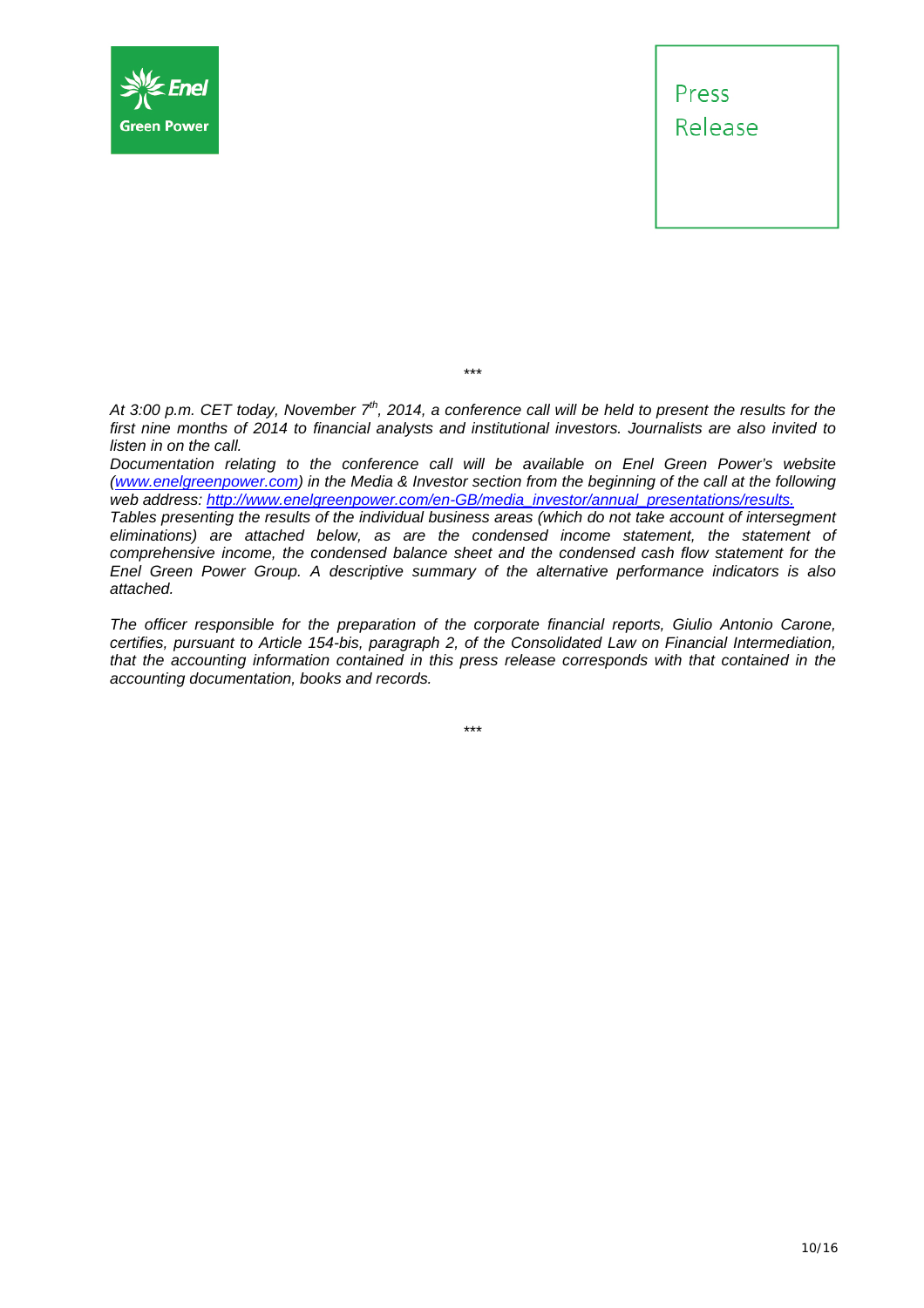\*\*\*

*At 3:00 p.m. CET today, November 7th, 2014, a conference call will be held to present the results for the first nine months of 2014 to financial analysts and institutional investors. Journalists are also invited to listen in on the call.*

*Documentation relating to the conference call will be available on Enel Green Power's website ([www.enelgreenpower.com](www.enelgreenpower.com)) in the Media & Investor section from the beginning of the call at the following web address: [http://www.enelgreenpower.com/en-GB/media_investor/annual_presentations/results.](http://www.enelgreenpower.com/en-GB/media_investor/annual_presentations/results.)*

*Tables presenting the results of the individual business areas (which do not take account of intersegment eliminations) are attached below, as are the condensed income statement, the statement of comprehensive income, the condensed balance sheet and the condensed cash flow statement for the Enel Green Power Group. A descriptive summary of the alternative performance indicators is also attached.*

*The officer responsible for the preparation of the corporate financial reports, Giulio Antonio Carone, certifies, pursuant to Article 154-bis, paragraph 2, of the Consolidated Law on Financial Intermediation, that the accounting information contained in this press release corresponds with that contained in the accounting documentation, books and records.*

\*\*\*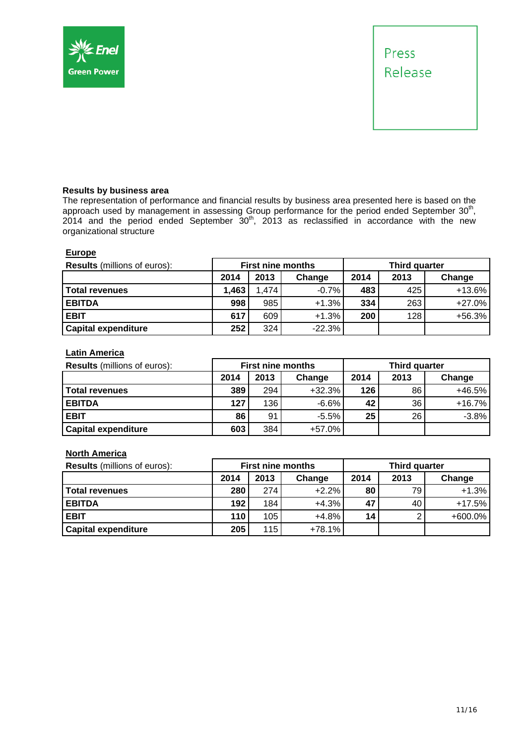### Results by business area

The representation of performance and financial results by business area presented here is based on the approach used by management in assessing Group performance for the period ended September 30th, 2014 and the period ended September 30th, 2013 as reclassified in accordance with the new organizational structure

#### Europe

| **Results** (millions of euros): | First nine months | | | Third quarter | | |
|---|---|---|---|---|---|---|
| | **2014** | **2013** | **Change** | **2014** | **2013** | **Change** |
| **Total revenues** | **1,463** | 1,474 | -0.7% | **483** | 425 | +13.6% |
| **EBITDA** | **998** | 985 | +1.3% | **334** | 263 | +27.0% |
| **EBIT** | **617** | 609 | +1.3% | **200** | 128 | +56.3% |
| **Capital expenditure** | **252** | 324 | -22.3% | | | |

#### Latin America

| **Results** (millions of euros): | First nine months | | | Third quarter | | |
|---|---|---|---|---|---|---|
| | **2014** | **2013** | **Change** | **2014** | **2013** | **Change** |
| **Total revenues** | **389** | 294 | +32.3% | **126** | 86 | +46.5% |
| **EBITDA** | **127** | 136 | -6.6% | **42** | 36 | +16.7% |
| **EBIT** | **86** | 91 | -5.5% | **25** | 26 | -3.8% |
| **Capital expenditure** | **603** | 384 | +57.0% | | | |

#### North America

| **Results** (millions of euros): | First nine months | | | Third quarter | | |
|---|---|---|---|---|---|---|
| | **2014** | **2013** | **Change** | **2014** | **2013** | **Change** |
| **Total revenues** | **280** | 274 | +2.2% | **80** | 79 | +1.3% |
| **EBITDA** | **192** | 184 | +4.3% | **47** | 40 | +17.5% |
| **EBIT** | **110** | 105 | +4.8% | **14** | 2 | +600.0% |
| **Capital expenditure** | **205** | 115 | +78.1% | | | |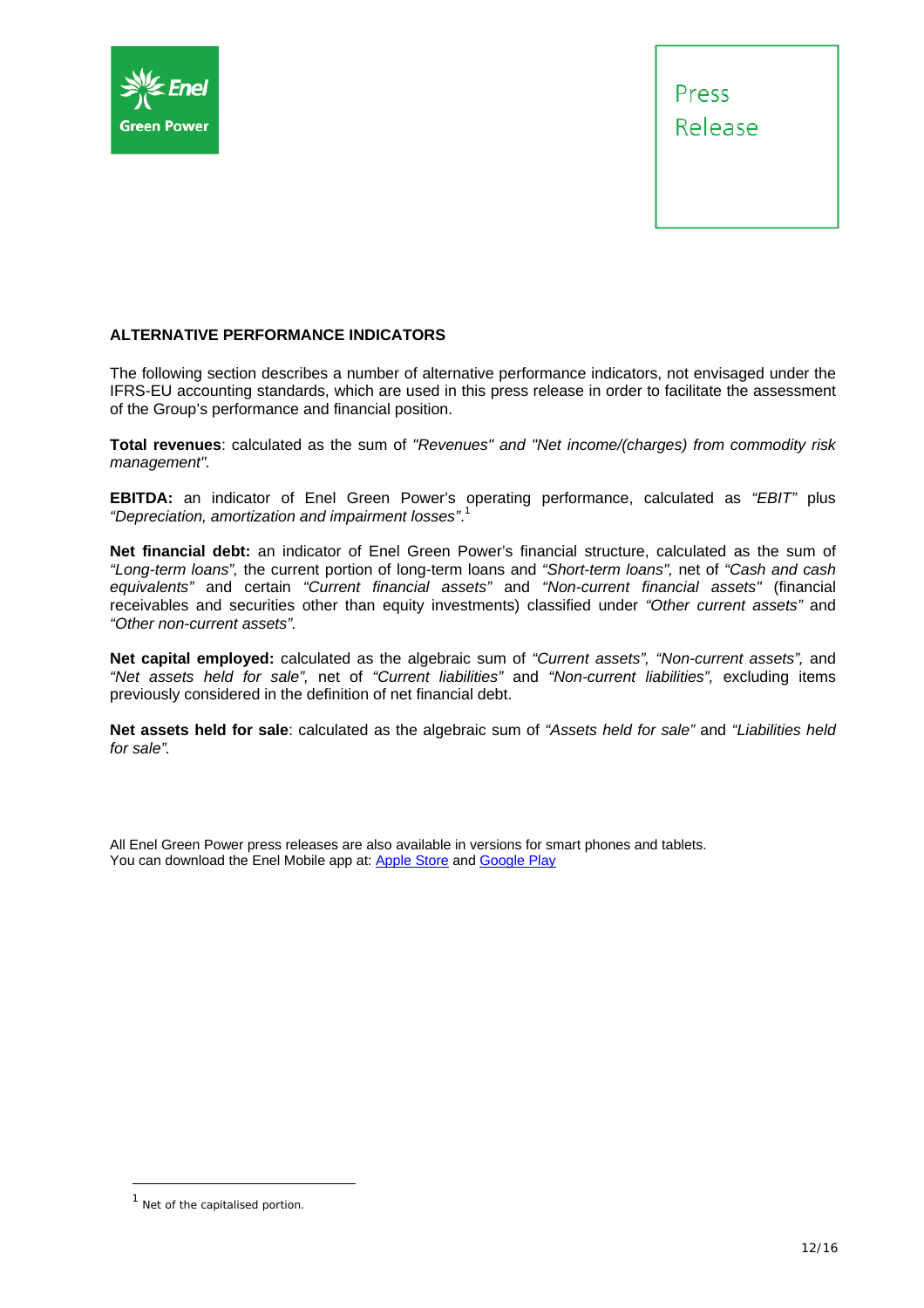## ALTERNATIVE PERFORMANCE INDICATORS

The following section describes a number of alternative performance indicators, not envisaged under the IFRS-EU accounting standards, which are used in this press release in order to facilitate the assessment of the Group's performance and financial position.

**Total revenues**: calculated as the sum of *"Revenues" and "Net income/(charges) from commodity risk management".*

**EBITDA:** an indicator of Enel Green Power's operating performance, calculated as *"EBIT"* plus *"Depreciation, amortization and impairment losses".*[1]

**Net financial debt:** an indicator of Enel Green Power's financial structure, calculated as the sum of *"Long-term loans",* the current portion of long-term loans and *"Short-term loans",* net of *"Cash and cash equivalents"* and certain *"Current financial assets"* and *"Non-current financial assets"* (financial receivables and securities other than equity investments) classified under *"Other current assets"* and *"Other non-current assets".*

**Net capital employed:** calculated as the algebraic sum of *"Current assets", "Non-current assets",* and *"Net assets held for sale",* net of *"Current liabilities"* and *"Non-current liabilities",* excluding items previously considered in the definition of net financial debt.

**Net assets held for sale**: calculated as the algebraic sum of *"Assets held for sale"* and *"Liabilities held for sale".*

All Enel Green Power press releases are also available in versions for smart phones and tablets.
You can download the Enel Mobile app at: [Apple Store](#) and [Google Play](#)

---

[1] Net of the capitalised portion.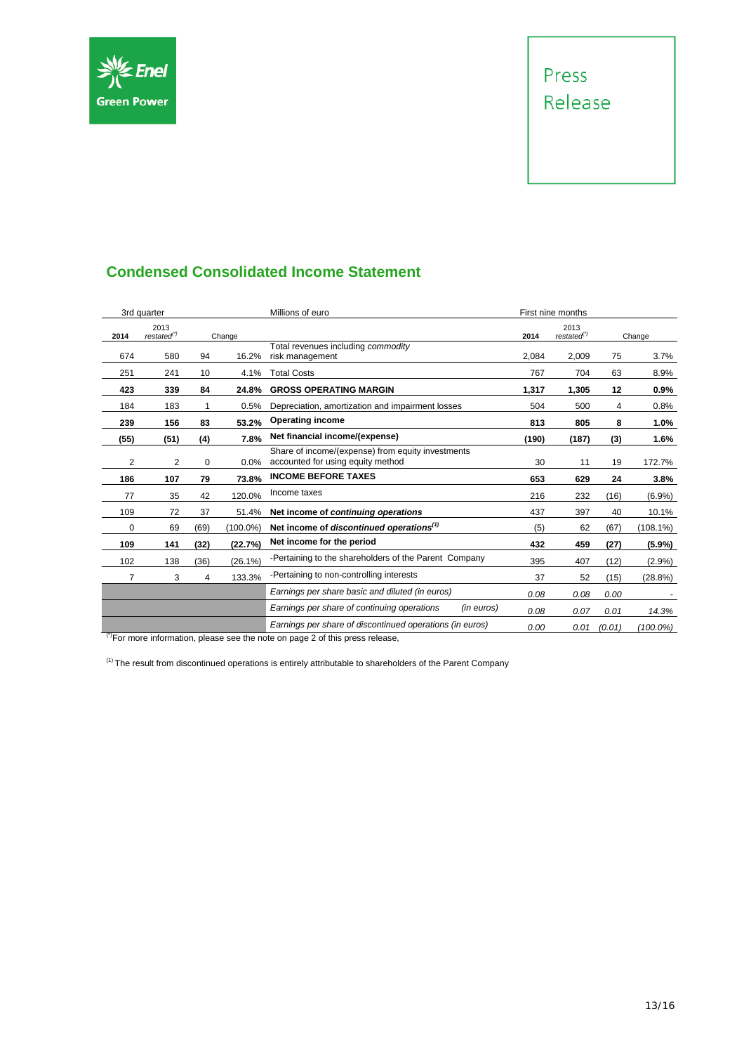Press Release

## Condensed Consolidated Income Statement

| 3rd quarter | | | | Millions of euro | First nine months | | | |
|---|---|---|---|---|---|---|---|---|
| 2014 | 2013 *restated*(*) | Change | | | 2014 | 2013 *restated*(*) | Change | |
| 674 | 580 | 94 | 16.2% | Total revenues including *commodity* risk management | 2,084 | 2,009 | 75 | 3.7% |
| 251 | 241 | 10 | 4.1% | Total Costs | 767 | 704 | 63 | 8.9% |
| **423** | **339** | **84** | **24.8%** | **GROSS OPERATING MARGIN** | **1,317** | **1,305** | **12** | **0.9%** |
| 184 | 183 | 1 | 0.5% | Depreciation, amortization and impairment losses | 504 | 500 | 4 | 0.8% |
| **239** | **156** | **83** | **53.2%** | **Operating income** | **813** | **805** | **8** | **1.0%** |
| **(55)** | **(51)** | **(4)** | **7.8%** | **Net financial income/(expense)** | **(190)** | **(187)** | **(3)** | **1.6%** |
| 2 | 2 | 0 | 0.0% | Share of income/(expense) from equity investments accounted for using equity method | 30 | 11 | 19 | 172.7% |
| **186** | **107** | **79** | **73.8%** | **INCOME BEFORE TAXES** | **653** | **629** | **24** | **3.8%** |
| 77 | 35 | 42 | 120.0% | Income taxes | 216 | 232 | (16) | (6.9%) |
| 109 | 72 | 37 | 51.4% | **Net income of *continuing operations*** | 437 | 397 | 40 | 10.1% |
| 0 | 69 | (69) | (100.0%) | **Net income of *discontinued operations*[1]** | (5) | 62 | (67) | (108.1%) |
| **109** | **141** | **(32)** | **(22.7%)** | **Net income for the period** | **432** | **459** | **(27)** | **(5.9%)** |
| 102 | 138 | (36) | (26.1%) | -Pertaining to the shareholders of the Parent Company | 395 | 407 | (12) | (2.9%) |
| 7 | 3 | 4 | 133.3% | -Pertaining to non-controlling interests | 37 | 52 | (15) | (28.8%) |
| | | | | *Earnings per share basic and diluted (in euros)* | *0.08* | *0.08* | *0.00* | - |
| | | | | *Earnings per share of continuing operations (in euros)* | *0.08* | *0.07* | *0.01* | *14.3%* |
| | | | | *Earnings per share of discontinued operations (in euros)* | *0.00* | *0.01* | *(0.01)* | *(100.0%)* |

(*) For more information, please see the note on page 2 of this press release,

[1] The result from discontinued operations is entirely attributable to shareholders of the Parent Company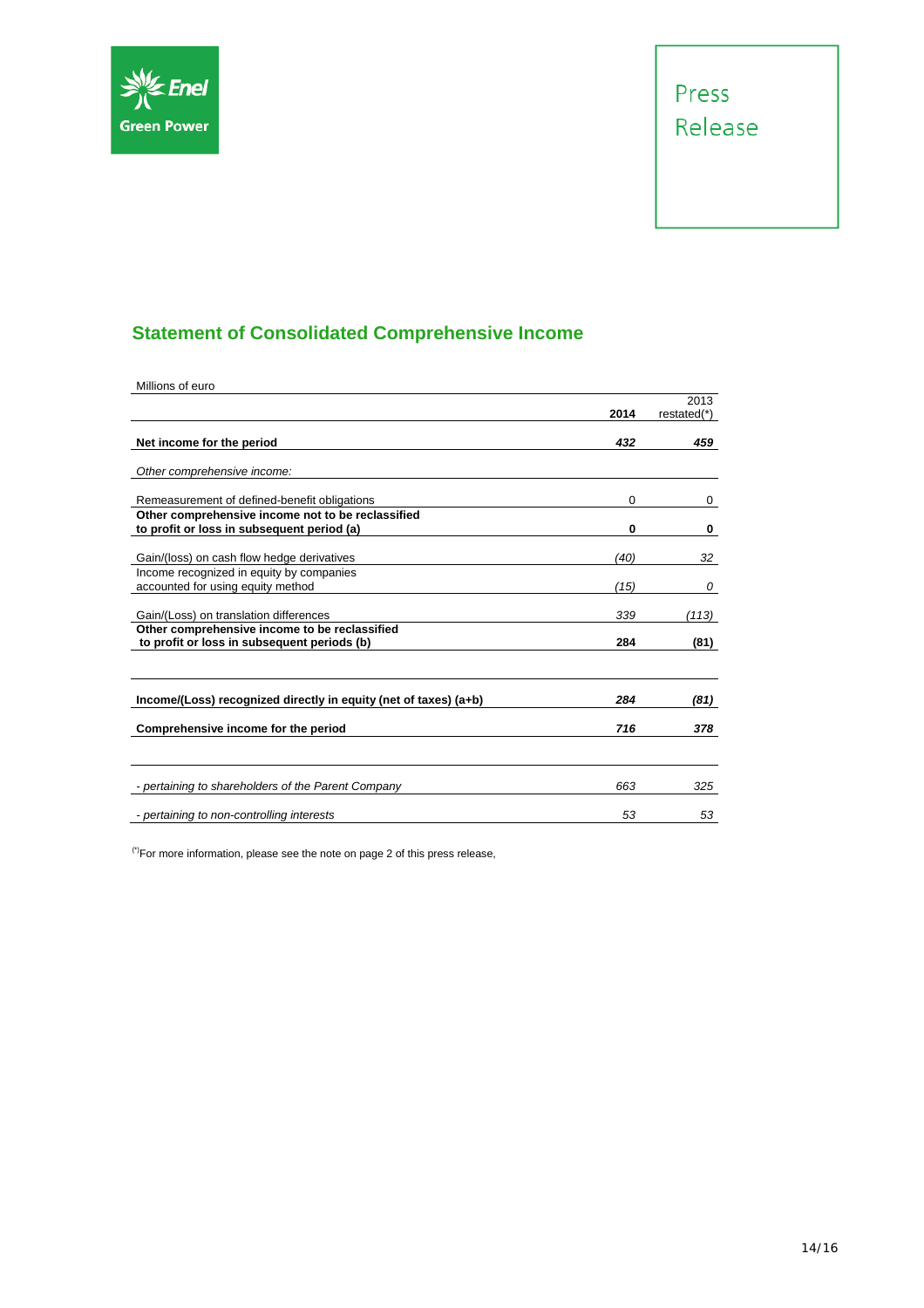## Statement of Consolidated Comprehensive Income

| Millions of euro | 2014 | 2013 restated(*) |
|---|---|---|
| **Net income for the period** | ***432*** | ***459*** |
| *Other comprehensive income:* | | |
| Remeasurement of defined-benefit obligations | 0 | 0 |
| **Other comprehensive income not to be reclassified to profit or loss in subsequent period (a)** | **0** | **0** |
| Gain/(loss) on cash flow hedge derivatives | *(40)* | *32* |
| Income recognized in equity by companies accounted for using equity method | *(15)* | *0* |
| Gain/(Loss) on translation differences | *339* | *(113)* |
| **Other comprehensive income to be reclassified to profit or loss in subsequent periods (b)** | **284** | **(81)** |
| **Income/(Loss) recognized directly in equity (net of taxes) (a+b)** | ***284*** | ***(81)*** |
| **Comprehensive income for the period** | ***716*** | ***378*** |
| *- pertaining to shareholders of the Parent Company* | *663* | *325* |
| *- pertaining to non-controlling interests* | *53* | *53* |

(*)For more information, please see the note on page 2 of this press release,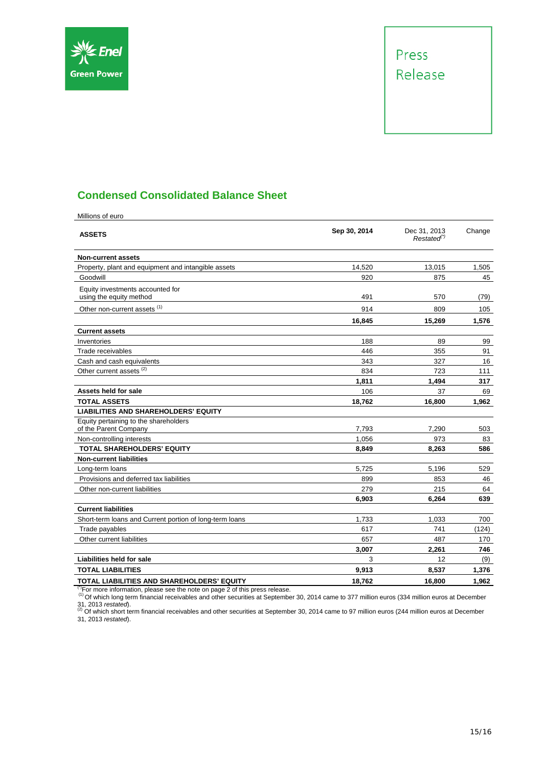Press Release

## Condensed Consolidated Balance Sheet

Millions of euro

| ASSETS | Sep 30, 2014 | Dec 31, 2013 *Restated*[(*)] | Change |
|---|---|---|---|
| **Non-current assets** | | | |
| Property, plant and equipment and intangible assets | 14,520 | 13,015 | 1,505 |
| Goodwill | 920 | 875 | 45 |
| Equity investments accounted for using the equity method | 491 | 570 | (79) |
| Other non-current assets [(1)] | 914 | 809 | 105 |
| | **16,845** | **15,269** | **1,576** |
| **Current assets** | | | |
| Inventories | 188 | 89 | 99 |
| Trade receivables | 446 | 355 | 91 |
| Cash and cash equivalents | 343 | 327 | 16 |
| Other current assets [(2)] | 834 | 723 | 111 |
| | **1,811** | **1,494** | **317** |
| **Assets held for sale** | 106 | 37 | 69 |
| **TOTAL ASSETS** | **18,762** | **16,800** | **1,962** |
| **LIABILITIES AND SHAREHOLDERS' EQUITY** | | | |
| Equity pertaining to the shareholders of the Parent Company | 7,793 | 7,290 | 503 |
| Non-controlling interests | 1,056 | 973 | 83 |
| **TOTAL SHAREHOLDERS' EQUITY** | **8,849** | **8,263** | **586** |
| **Non-current liabilities** | | | |
| Long-term loans | 5,725 | 5,196 | 529 |
| Provisions and deferred tax liabilities | 899 | 853 | 46 |
| Other non-current liabilities | 279 | 215 | 64 |
| | **6,903** | **6,264** | **639** |
| **Current liabilities** | | | |
| Short-term loans and Current portion of long-term loans | 1,733 | 1,033 | 700 |
| Trade payables | 617 | 741 | (124) |
| Other current liabilities | 657 | 487 | 170 |
| | **3,007** | **2,261** | **746** |
| **Liabilities held for sale** | 3 | 12 | (9) |
| **TOTAL LIABILITIES** | **9,913** | **8,537** | **1,376** |
| **TOTAL LIABILITIES AND SHAREHOLDERS' EQUITY** | **18,762** | **16,800** | **1,962** |

[(*)] For more information, please see the note on page 2 of this press release.

[(1)] Of which long term financial receivables and other securities at September 30, 2014 came to 377 million euros (334 million euros at December 31, 2013 *restated*).

[(2)] Of which short term financial receivables and other securities at September 30, 2014 came to 97 million euros (244 million euros at December 31, 2013 *restated*).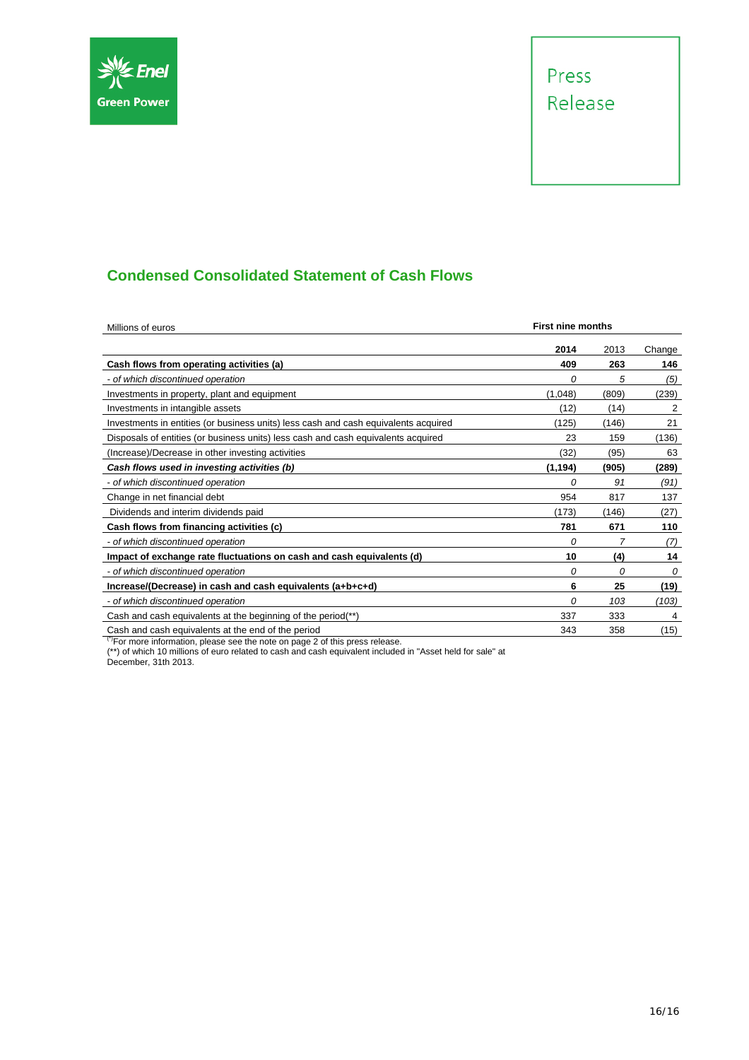Press Release

## Condensed Consolidated Statement of Cash Flows

| Millions of euros | First nine months | | |
|---|---|---|---|
| | **2014** | 2013 | Change |
| **Cash flows from operating activities (a)** | **409** | **263** | **146** |
| *- of which discontinued operation* | *0* | *5* | *(5)* |
| Investments in property, plant and equipment | (1,048) | (809) | (239) |
| Investments in intangible assets | (12) | (14) | 2 |
| Investments in entities (or business units) less cash and cash equivalents acquired | (125) | (146) | 21 |
| Disposals of entities (or business units) less cash and cash equivalents acquired | 23 | 159 | (136) |
| (Increase)/Decrease in other investing activities | (32) | (95) | 63 |
| ***Cash flows used in investing activities (b)*** | **(1,194)** | **(905)** | **(289)** |
| *- of which discontinued operation* | *0* | *91* | *(91)* |
| Change in net financial debt | 954 | 817 | 137 |
| Dividends and interim dividends paid | (173) | (146) | (27) |
| **Cash flows from financing activities (c)** | **781** | **671** | **110** |
| *- of which discontinued operation* | *0* | *7* | *(7)* |
| **Impact of exchange rate fluctuations on cash and cash equivalents (d)** | **10** | **(4)** | **14** |
| *- of which discontinued operation* | *0* | *0* | *0* |
| **Increase/(Decrease) in cash and cash equivalents (a+b+c+d)** | **6** | **25** | **(19)** |
| *- of which discontinued operation* | *0* | *103* | *(103)* |
| Cash and cash equivalents at the beginning of the period(**) | 337 | 333 | 4 |
| Cash and cash equivalents at the end of the period | 343 | 358 | (15) |

(*) For more information, please see the note on page 2 of this press release.

(**) of which 10 millions of euro related to cash and cash equivalent included in "Asset held for sale" at December, 31th 2013.